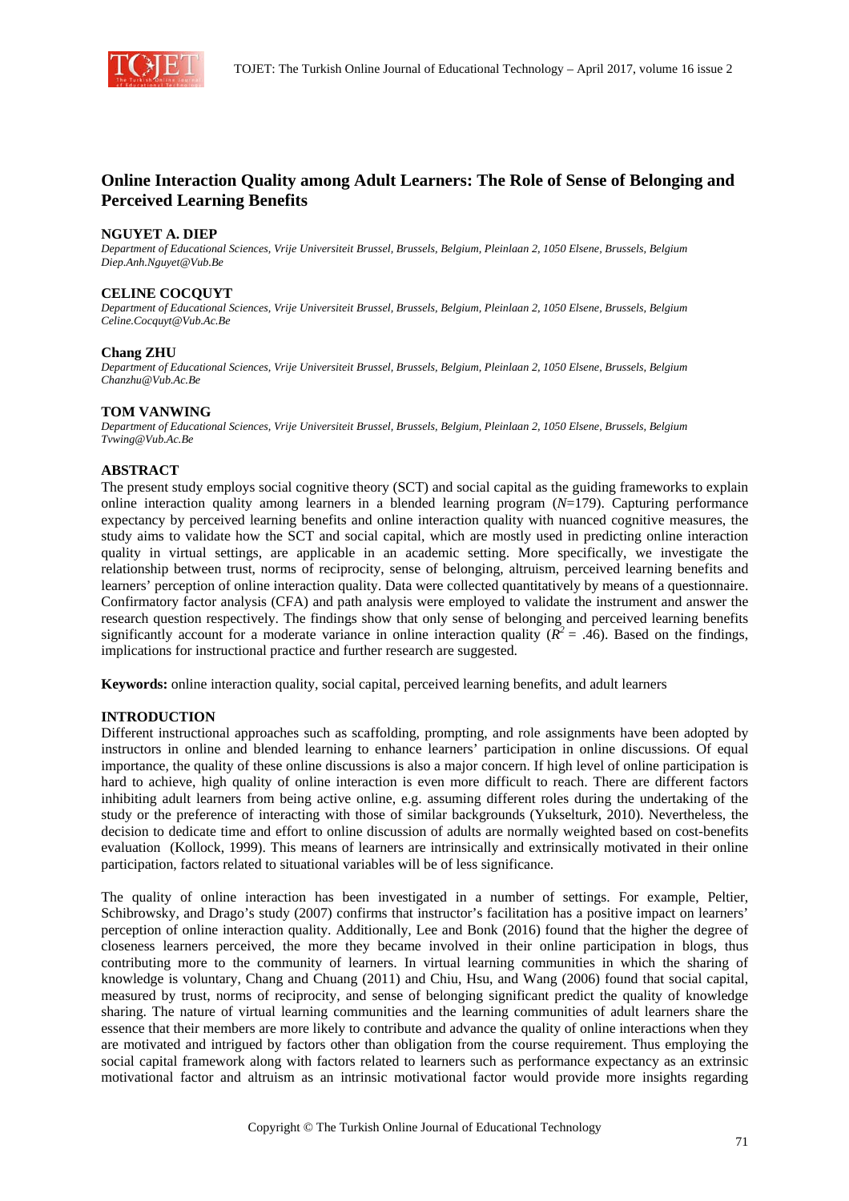# Online Interaction Quality among Adult Learners: The Role of Sense of Belonging and Perceived Learning Benefits

**NGUYET A. DIEP**
*Department of Educational Sciences, Vrije Universiteit Brussel, Brussels, Belgium, Pleinlaan 2, 1050 Elsene, Brussels, Belgium*
*Diep.Anh.Nguyet@Vub.Be*

**CELINE COCQUYT**
*Department of Educational Sciences, Vrije Universiteit Brussel, Brussels, Belgium, Pleinlaan 2, 1050 Elsene, Brussels, Belgium*
*Celine.Cocquyt@Vub.Ac.Be*

**Chang ZHU**
*Department of Educational Sciences, Vrije Universiteit Brussel, Brussels, Belgium, Pleinlaan 2, 1050 Elsene, Brussels, Belgium*
*Chanzhu@Vub.Ac.Be*

**TOM VANWING**
*Department of Educational Sciences, Vrije Universiteit Brussel, Brussels, Belgium, Pleinlaan 2, 1050 Elsene, Brussels, Belgium*
*Tvwing@Vub.Ac.Be*

## ABSTRACT

The present study employs social cognitive theory (SCT) and social capital as the guiding frameworks to explain online interaction quality among learners in a blended learning program (*N*=179). Capturing performance expectancy by perceived learning benefits and online interaction quality with nuanced cognitive measures, the study aims to validate how the SCT and social capital, which are mostly used in predicting online interaction quality in virtual settings, are applicable in an academic setting. More specifically, we investigate the relationship between trust, norms of reciprocity, sense of belonging, altruism, perceived learning benefits and learners' perception of online interaction quality. Data were collected quantitatively by means of a questionnaire. Confirmatory factor analysis (CFA) and path analysis were employed to validate the instrument and answer the research question respectively. The findings show that only sense of belonging and perceived learning benefits significantly account for a moderate variance in online interaction quality ($R^2$ = .46). Based on the findings, implications for instructional practice and further research are suggested.

**Keywords:** online interaction quality, social capital, perceived learning benefits, and adult learners

## INTRODUCTION

Different instructional approaches such as scaffolding, prompting, and role assignments have been adopted by instructors in online and blended learning to enhance learners' participation in online discussions. Of equal importance, the quality of these online discussions is also a major concern. If high level of online participation is hard to achieve, high quality of online interaction is even more difficult to reach. There are different factors inhibiting adult learners from being active online, e.g. assuming different roles during the undertaking of the study or the preference of interacting with those of similar backgrounds (Yukselturk, 2010). Nevertheless, the decision to dedicate time and effort to online discussion of adults are normally weighted based on cost-benefits evaluation (Kollock, 1999). This means of learners are intrinsically and extrinsically motivated in their online participation, factors related to situational variables will be of less significance.

The quality of online interaction has been investigated in a number of settings. For example, Peltier, Schibrowsky, and Drago's study (2007) confirms that instructor's facilitation has a positive impact on learners' perception of online interaction quality. Additionally, Lee and Bonk (2016) found that the higher the degree of closeness learners perceived, the more they became involved in their online participation in blogs, thus contributing more to the community of learners. In virtual learning communities in which the sharing of knowledge is voluntary, Chang and Chuang (2011) and Chiu, Hsu, and Wang (2006) found that social capital, measured by trust, norms of reciprocity, and sense of belonging significant predict the quality of knowledge sharing. The nature of virtual learning communities and the learning communities of adult learners share the essence that their members are more likely to contribute and advance the quality of online interactions when they are motivated and intrigued by factors other than obligation from the course requirement. Thus employing the social capital framework along with factors related to learners such as performance expectancy as an extrinsic motivational factor and altruism as an intrinsic motivational factor would provide more insights regarding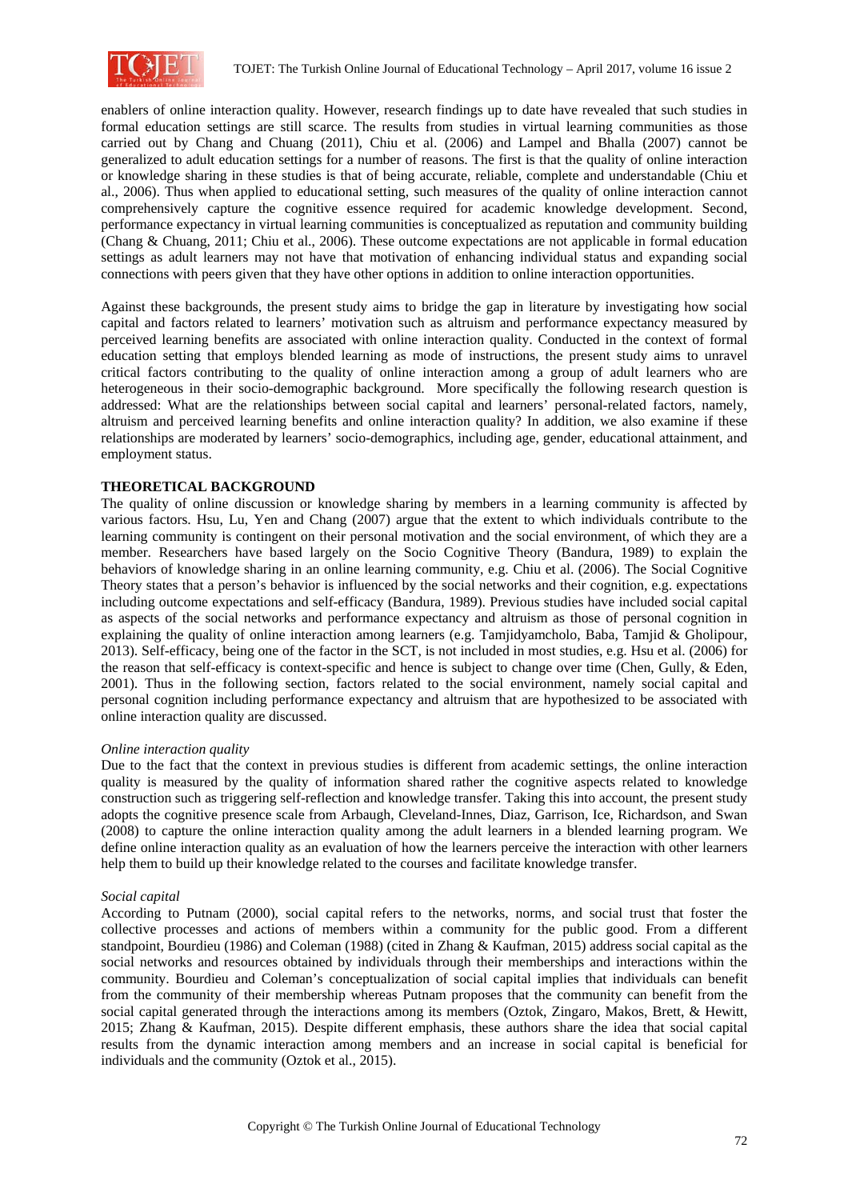enablers of online interaction quality. However, research findings up to date have revealed that such studies in formal education settings are still scarce. The results from studies in virtual learning communities as those carried out by Chang and Chuang (2011), Chiu et al. (2006) and Lampel and Bhalla (2007) cannot be generalized to adult education settings for a number of reasons. The first is that the quality of online interaction or knowledge sharing in these studies is that of being accurate, reliable, complete and understandable (Chiu et al., 2006). Thus when applied to educational setting, such measures of the quality of online interaction cannot comprehensively capture the cognitive essence required for academic knowledge development. Second, performance expectancy in virtual learning communities is conceptualized as reputation and community building (Chang & Chuang, 2011; Chiu et al., 2006). These outcome expectations are not applicable in formal education settings as adult learners may not have that motivation of enhancing individual status and expanding social connections with peers given that they have other options in addition to online interaction opportunities.

Against these backgrounds, the present study aims to bridge the gap in literature by investigating how social capital and factors related to learners' motivation such as altruism and performance expectancy measured by perceived learning benefits are associated with online interaction quality. Conducted in the context of formal education setting that employs blended learning as mode of instructions, the present study aims to unravel critical factors contributing to the quality of online interaction among a group of adult learners who are heterogeneous in their socio-demographic background. More specifically the following research question is addressed: What are the relationships between social capital and learners' personal-related factors, namely, altruism and perceived learning benefits and online interaction quality? In addition, we also examine if these relationships are moderated by learners' socio-demographics, including age, gender, educational attainment, and employment status.

## THEORETICAL BACKGROUND

The quality of online discussion or knowledge sharing by members in a learning community is affected by various factors. Hsu, Lu, Yen and Chang (2007) argue that the extent to which individuals contribute to the learning community is contingent on their personal motivation and the social environment, of which they are a member. Researchers have based largely on the Socio Cognitive Theory (Bandura, 1989) to explain the behaviors of knowledge sharing in an online learning community, e.g. Chiu et al. (2006). The Social Cognitive Theory states that a person's behavior is influenced by the social networks and their cognition, e.g. expectations including outcome expectations and self-efficacy (Bandura, 1989). Previous studies have included social capital as aspects of the social networks and performance expectancy and altruism as those of personal cognition in explaining the quality of online interaction among learners (e.g. Tamjidyamcholo, Baba, Tamjid & Gholipour, 2013). Self-efficacy, being one of the factor in the SCT, is not included in most studies, e.g. Hsu et al. (2006) for the reason that self-efficacy is context-specific and hence is subject to change over time (Chen, Gully, & Eden, 2001). Thus in the following section, factors related to the social environment, namely social capital and personal cognition including performance expectancy and altruism that are hypothesized to be associated with online interaction quality are discussed.

### *Online interaction quality*

Due to the fact that the context in previous studies is different from academic settings, the online interaction quality is measured by the quality of information shared rather the cognitive aspects related to knowledge construction such as triggering self-reflection and knowledge transfer. Taking this into account, the present study adopts the cognitive presence scale from Arbaugh, Cleveland-Innes, Diaz, Garrison, Ice, Richardson, and Swan (2008) to capture the online interaction quality among the adult learners in a blended learning program. We define online interaction quality as an evaluation of how the learners perceive the interaction with other learners help them to build up their knowledge related to the courses and facilitate knowledge transfer.

### *Social capital*

According to Putnam (2000), social capital refers to the networks, norms, and social trust that foster the collective processes and actions of members within a community for the public good. From a different standpoint, Bourdieu (1986) and Coleman (1988) (cited in Zhang & Kaufman, 2015) address social capital as the social networks and resources obtained by individuals through their memberships and interactions within the community. Bourdieu and Coleman's conceptualization of social capital implies that individuals can benefit from the community of their membership whereas Putnam proposes that the community can benefit from the social capital generated through the interactions among its members (Oztok, Zingaro, Makos, Brett, & Hewitt, 2015; Zhang & Kaufman, 2015). Despite different emphasis, these authors share the idea that social capital results from the dynamic interaction among members and an increase in social capital is beneficial for individuals and the community (Oztok et al., 2015).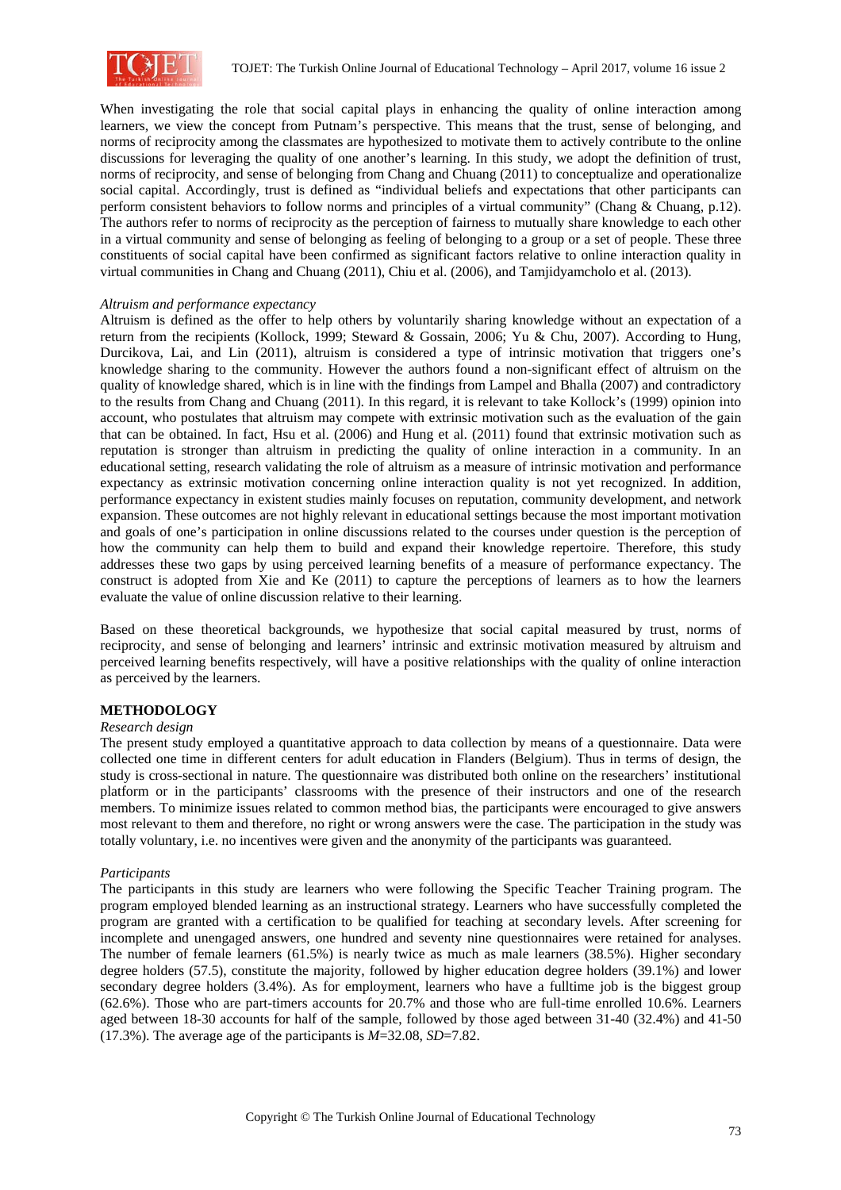When investigating the role that social capital plays in enhancing the quality of online interaction among learners, we view the concept from Putnam's perspective. This means that the trust, sense of belonging, and norms of reciprocity among the classmates are hypothesized to motivate them to actively contribute to the online discussions for leveraging the quality of one another's learning. In this study, we adopt the definition of trust, norms of reciprocity, and sense of belonging from Chang and Chuang (2011) to conceptualize and operationalize social capital. Accordingly, trust is defined as "individual beliefs and expectations that other participants can perform consistent behaviors to follow norms and principles of a virtual community" (Chang & Chuang, p.12). The authors refer to norms of reciprocity as the perception of fairness to mutually share knowledge to each other in a virtual community and sense of belonging as feeling of belonging to a group or a set of people. These three constituents of social capital have been confirmed as significant factors relative to online interaction quality in virtual communities in Chang and Chuang (2011), Chiu et al. (2006), and Tamjidyamcholo et al. (2013).

*Altruism and performance expectancy*

Altruism is defined as the offer to help others by voluntarily sharing knowledge without an expectation of a return from the recipients (Kollock, 1999; Steward & Gossain, 2006; Yu & Chu, 2007). According to Hung, Durcikova, Lai, and Lin (2011), altruism is considered a type of intrinsic motivation that triggers one's knowledge sharing to the community. However the authors found a non-significant effect of altruism on the quality of knowledge shared, which is in line with the findings from Lampel and Bhalla (2007) and contradictory to the results from Chang and Chuang (2011). In this regard, it is relevant to take Kollock's (1999) opinion into account, who postulates that altruism may compete with extrinsic motivation such as the evaluation of the gain that can be obtained. In fact, Hsu et al. (2006) and Hung et al. (2011) found that extrinsic motivation such as reputation is stronger than altruism in predicting the quality of online interaction in a community. In an educational setting, research validating the role of altruism as a measure of intrinsic motivation and performance expectancy as extrinsic motivation concerning online interaction quality is not yet recognized. In addition, performance expectancy in existent studies mainly focuses on reputation, community development, and network expansion. These outcomes are not highly relevant in educational settings because the most important motivation and goals of one's participation in online discussions related to the courses under question is the perception of how the community can help them to build and expand their knowledge repertoire. Therefore, this study addresses these two gaps by using perceived learning benefits of a measure of performance expectancy. The construct is adopted from Xie and Ke (2011) to capture the perceptions of learners as to how the learners evaluate the value of online discussion relative to their learning.

Based on these theoretical backgrounds, we hypothesize that social capital measured by trust, norms of reciprocity, and sense of belonging and learners' intrinsic and extrinsic motivation measured by altruism and perceived learning benefits respectively, will have a positive relationships with the quality of online interaction as perceived by the learners.

## METHODOLOGY

*Research design*

The present study employed a quantitative approach to data collection by means of a questionnaire. Data were collected one time in different centers for adult education in Flanders (Belgium). Thus in terms of design, the study is cross-sectional in nature. The questionnaire was distributed both online on the researchers' institutional platform or in the participants' classrooms with the presence of their instructors and one of the research members. To minimize issues related to common method bias, the participants were encouraged to give answers most relevant to them and therefore, no right or wrong answers were the case. The participation in the study was totally voluntary, i.e. no incentives were given and the anonymity of the participants was guaranteed.

*Participants*

The participants in this study are learners who were following the Specific Teacher Training program. The program employed blended learning as an instructional strategy. Learners who have successfully completed the program are granted with a certification to be qualified for teaching at secondary levels. After screening for incomplete and unengaged answers, one hundred and seventy nine questionnaires were retained for analyses. The number of female learners (61.5%) is nearly twice as much as male learners (38.5%). Higher secondary degree holders (57.5), constitute the majority, followed by higher education degree holders (39.1%) and lower secondary degree holders (3.4%). As for employment, learners who have a fulltime job is the biggest group (62.6%). Those who are part-timers accounts for 20.7% and those who are full-time enrolled 10.6%. Learners aged between 18-30 accounts for half of the sample, followed by those aged between 31-40 (32.4%) and 41-50 (17.3%). The average age of the participants is $M$=32.08, $SD$=7.82.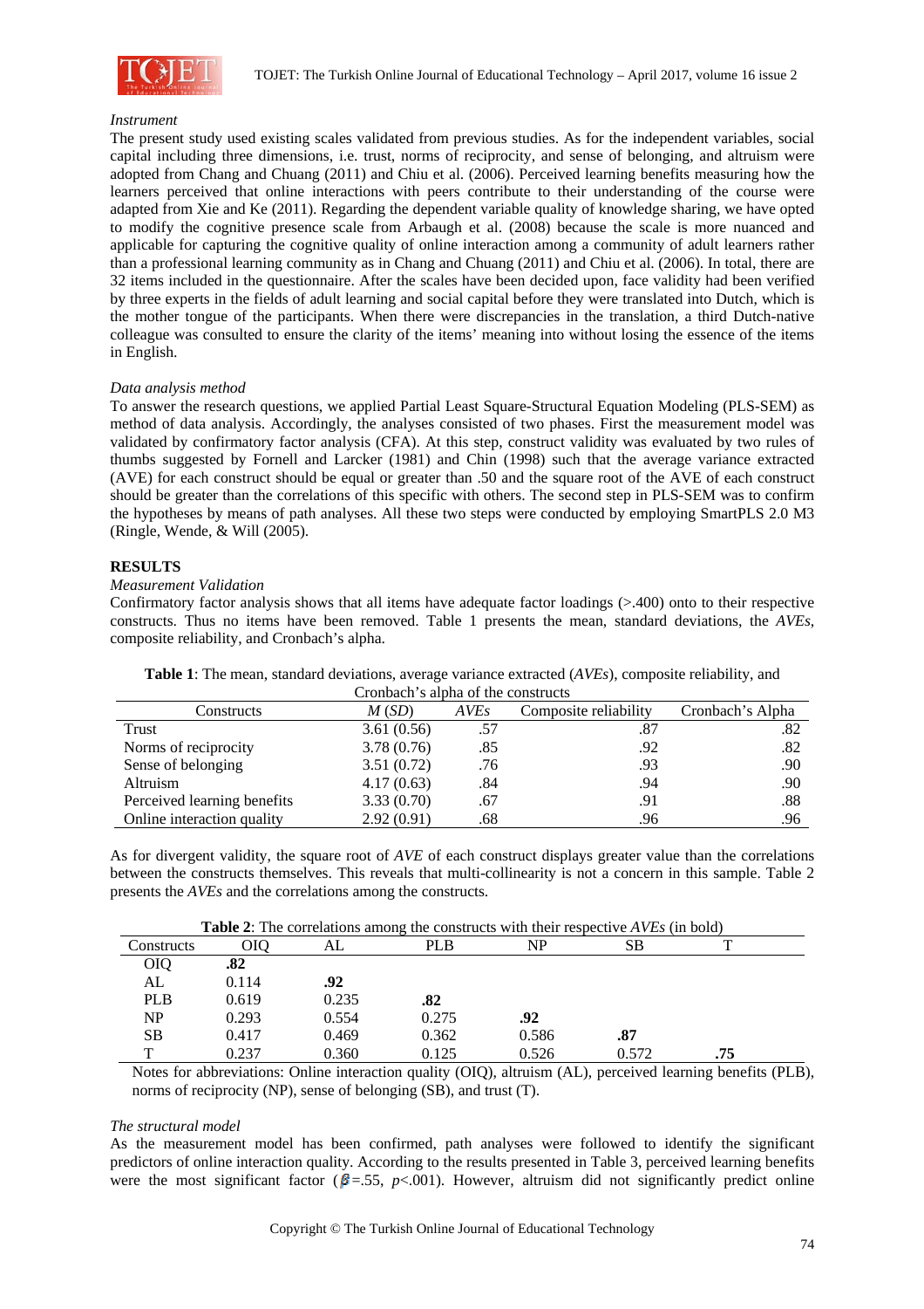*Instrument*

The present study used existing scales validated from previous studies. As for the independent variables, social capital including three dimensions, i.e. trust, norms of reciprocity, and sense of belonging, and altruism were adopted from Chang and Chuang (2011) and Chiu et al. (2006). Perceived learning benefits measuring how the learners perceived that online interactions with peers contribute to their understanding of the course were adapted from Xie and Ke (2011). Regarding the dependent variable quality of knowledge sharing, we have opted to modify the cognitive presence scale from Arbaugh et al. (2008) because the scale is more nuanced and applicable for capturing the cognitive quality of online interaction among a community of adult learners rather than a professional learning community as in Chang and Chuang (2011) and Chiu et al. (2006). In total, there are 32 items included in the questionnaire. After the scales have been decided upon, face validity had been verified by three experts in the fields of adult learning and social capital before they were translated into Dutch, which is the mother tongue of the participants. When there were discrepancies in the translation, a third Dutch-native colleague was consulted to ensure the clarity of the items' meaning into without losing the essence of the items in English.

*Data analysis method*

To answer the research questions, we applied Partial Least Square-Structural Equation Modeling (PLS-SEM) as method of data analysis. Accordingly, the analyses consisted of two phases. First the measurement model was validated by confirmatory factor analysis (CFA). At this step, construct validity was evaluated by two rules of thumbs suggested by Fornell and Larcker (1981) and Chin (1998) such that the average variance extracted (AVE) for each construct should be equal or greater than .50 and the square root of the AVE of each construct should be greater than the correlations of this specific with others. The second step in PLS-SEM was to confirm the hypotheses by means of path analyses. All these two steps were conducted by employing SmartPLS 2.0 M3 (Ringle, Wende, & Will (2005).

## RESULTS

*Measurement Validation*

Confirmatory factor analysis shows that all items have adequate factor loadings (>.400) onto to their respective constructs. Thus no items have been removed. Table 1 presents the mean, standard deviations, the *AVEs*, composite reliability, and Cronbach's alpha.

**Table 1**: The mean, standard deviations, average variance extracted (*AVEs*), composite reliability, and Cronbach's alpha of the constructs

| Constructs | *M* (*SD*) | *AVEs* | Composite reliability | Cronbach's Alpha |
|---|---|---|---|---|
| Trust | 3.61 (0.56) | .57 | .87 | .82 |
| Norms of reciprocity | 3.78 (0.76) | .85 | .92 | .82 |
| Sense of belonging | 3.51 (0.72) | .76 | .93 | .90 |
| Altruism | 4.17 (0.63) | .84 | .94 | .90 |
| Perceived learning benefits | 3.33 (0.70) | .67 | .91 | .88 |
| Online interaction quality | 2.92 (0.91) | .68 | .96 | .96 |

As for divergent validity, the square root of *AVE* of each construct displays greater value than the correlations between the constructs themselves. This reveals that multi-collinearity is not a concern in this sample. Table 2 presents the *AVEs* and the correlations among the constructs.

**Table 2**: The correlations among the constructs with their respective *AVEs* (in bold)

| Constructs | OIQ | AL | PLB | NP | SB | T |
|---|---|---|---|---|---|---|
| OIQ | **.82** | | | | | |
| AL | 0.114 | **.92** | | | | |
| PLB | 0.619 | 0.235 | **.82** | | | |
| NP | 0.293 | 0.554 | 0.275 | **.92** | | |
| SB | 0.417 | 0.469 | 0.362 | 0.586 | **.87** | |
| T | 0.237 | 0.360 | 0.125 | 0.526 | 0.572 | **.75** |

Notes for abbreviations: Online interaction quality (OIQ), altruism (AL), perceived learning benefits (PLB), norms of reciprocity (NP), sense of belonging (SB), and trust (T).

*The structural model*

As the measurement model has been confirmed, path analyses were followed to identify the significant predictors of online interaction quality. According to the results presented in Table 3, perceived learning benefits were the most significant factor ($\beta$=.55, $p$<.001). However, altruism did not significantly predict online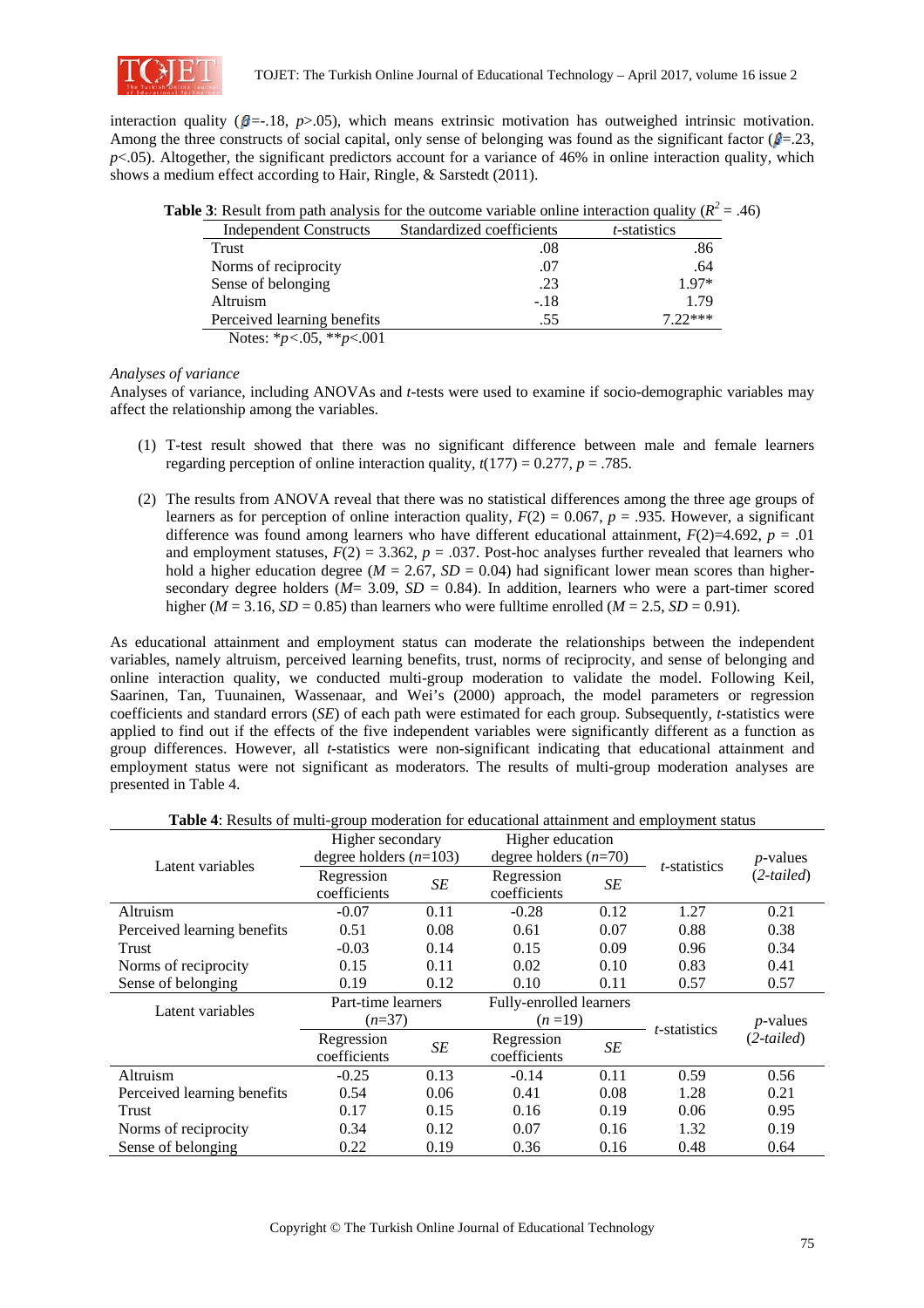interaction quality ($\beta$=-.18, $p$>.05), which means extrinsic motivation has outweighed intrinsic motivation. Among the three constructs of social capital, only sense of belonging was found as the significant factor ($\beta$=.23, $p$<.05). Altogether, the significant predictors account for a variance of 46% in online interaction quality, which shows a medium effect according to Hair, Ringle, & Sarstedt (2011).

**Table 3**: Result from path analysis for the outcome variable online interaction quality ($R^2$ = .46)

| Independent Constructs | Standardized coefficients | *t*-statistics |
|---|---|---|
| Trust | .08 | .86 |
| Norms of reciprocity | .07 | .64 |
| Sense of belonging | .23 | 1.97* |
| Altruism | -.18 | 1.79 |
| Perceived learning benefits | .55 | 7.22*** |

Notes: *$p$<.05, **$p$<.001

*Analyses of variance*

Analyses of variance, including ANOVAs and *t*-tests were used to examine if socio-demographic variables may affect the relationship among the variables.

(1) T-test result showed that there was no significant difference between male and female learners regarding perception of online interaction quality, $t(177)$ = 0.277, $p$ = .785.

(2) The results from ANOVA reveal that there was no statistical differences among the three age groups of learners as for perception of online interaction quality, $F(2)$ = 0.067, $p$ = .935. However, a significant difference was found among learners who have different educational attainment, $F(2)$=4.692, $p$ = .01 and employment statuses, $F(2)$ = 3.362, $p$ = .037. Post-hoc analyses further revealed that learners who hold a higher education degree ($M$ = 2.67, $SD$ = 0.04) had significant lower mean scores than higher-secondary degree holders ($M$= 3.09, $SD$ = 0.84). In addition, learners who were a part-timer scored higher ($M$ = 3.16, $SD$ = 0.85) than learners who were fulltime enrolled ($M$ = 2.5, $SD$ = 0.91).

As educational attainment and employment status can moderate the relationships between the independent variables, namely altruism, perceived learning benefits, trust, norms of reciprocity, and sense of belonging and online interaction quality, we conducted multi-group moderation to validate the model. Following Keil, Saarinen, Tan, Tuunainen, Wassenaar, and Wei's (2000) approach, the model parameters or regression coefficients and standard errors (*SE*) of each path were estimated for each group. Subsequently, *t*-statistics were applied to find out if the effects of the five independent variables were significantly different as a function as group differences. However, all *t*-statistics were non-significant indicating that educational attainment and employment status were not significant as moderators. The results of multi-group moderation analyses are presented in Table 4.

**Table 4**: Results of multi-group moderation for educational attainment and employment status

| Latent variables | Higher secondary degree holders ($n$=103) | | Higher education degree holders ($n$=70) | | *t*-statistics | *p*-values (*2-tailed*) |
|---|---|---|---|---|---|---|
| | Regression coefficients | *SE* | Regression coefficients | *SE* | | |
| Altruism | -0.07 | 0.11 | -0.28 | 0.12 | 1.27 | 0.21 |
| Perceived learning benefits | 0.51 | 0.08 | 0.61 | 0.07 | 0.88 | 0.38 |
| Trust | -0.03 | 0.14 | 0.15 | 0.09 | 0.96 | 0.34 |
| Norms of reciprocity | 0.15 | 0.11 | 0.02 | 0.10 | 0.83 | 0.41 |
| Sense of belonging | 0.19 | 0.12 | 0.10 | 0.11 | 0.57 | 0.57 |
| Latent variables | Part-time learners ($n$=37) | | Fully-enrolled learners ($n$ =19) | | *t*-statistics | *p*-values (*2-tailed*) |
| | Regression coefficients | *SE* | Regression coefficients | *SE* | | |
| Altruism | -0.25 | 0.13 | -0.14 | 0.11 | 0.59 | 0.56 |
| Perceived learning benefits | 0.54 | 0.06 | 0.41 | 0.08 | 1.28 | 0.21 |
| Trust | 0.17 | 0.15 | 0.16 | 0.19 | 0.06 | 0.95 |
| Norms of reciprocity | 0.34 | 0.12 | 0.07 | 0.16 | 1.32 | 0.19 |
| Sense of belonging | 0.22 | 0.19 | 0.36 | 0.16 | 0.48 | 0.64 |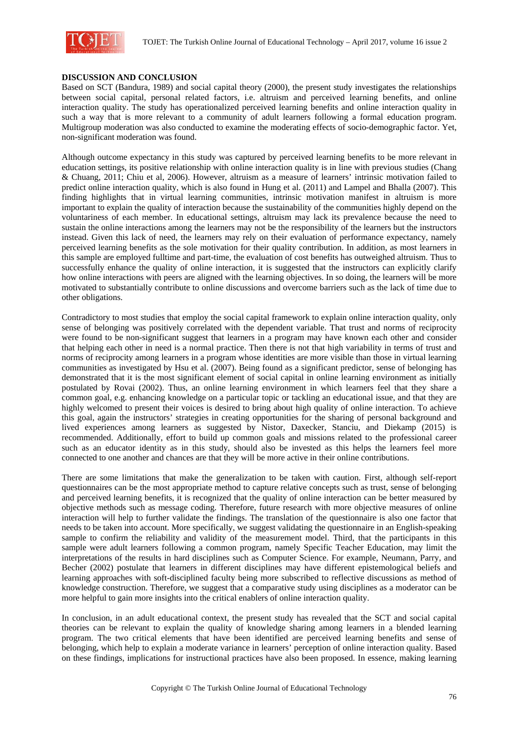**DISCUSSION AND CONCLUSION**

Based on SCT (Bandura, 1989) and social capital theory (2000), the present study investigates the relationships between social capital, personal related factors, i.e. altruism and perceived learning benefits, and online interaction quality. The study has operationalized perceived learning benefits and online interaction quality in such a way that is more relevant to a community of adult learners following a formal education program. Multigroup moderation was also conducted to examine the moderating effects of socio-demographic factor. Yet, non-significant moderation was found.

Although outcome expectancy in this study was captured by perceived learning benefits to be more relevant in education settings, its positive relationship with online interaction quality is in line with previous studies (Chang & Chuang, 2011; Chiu et al, 2006). However, altruism as a measure of learners' intrinsic motivation failed to predict online interaction quality, which is also found in Hung et al. (2011) and Lampel and Bhalla (2007). This finding highlights that in virtual learning communities, intrinsic motivation manifest in altruism is more important to explain the quality of interaction because the sustainability of the communities highly depend on the voluntariness of each member. In educational settings, altruism may lack its prevalence because the need to sustain the online interactions among the learners may not be the responsibility of the learners but the instructors instead. Given this lack of need, the learners may rely on their evaluation of performance expectancy, namely perceived learning benefits as the sole motivation for their quality contribution. In addition, as most learners in this sample are employed fulltime and part-time, the evaluation of cost benefits has outweighed altruism. Thus to successfully enhance the quality of online interaction, it is suggested that the instructors can explicitly clarify how online interactions with peers are aligned with the learning objectives. In so doing, the learners will be more motivated to substantially contribute to online discussions and overcome barriers such as the lack of time due to other obligations.

Contradictory to most studies that employ the social capital framework to explain online interaction quality, only sense of belonging was positively correlated with the dependent variable. That trust and norms of reciprocity were found to be non-significant suggest that learners in a program may have known each other and consider that helping each other in need is a normal practice. Then there is not that high variability in terms of trust and norms of reciprocity among learners in a program whose identities are more visible than those in virtual learning communities as investigated by Hsu et al. (2007). Being found as a significant predictor, sense of belonging has demonstrated that it is the most significant element of social capital in online learning environment as initially postulated by Rovai (2002). Thus, an online learning environment in which learners feel that they share a common goal, e.g. enhancing knowledge on a particular topic or tackling an educational issue, and that they are highly welcomed to present their voices is desired to bring about high quality of online interaction. To achieve this goal, again the instructors' strategies in creating opportunities for the sharing of personal background and lived experiences among learners as suggested by Nistor, Daxecker, Stanciu, and Diekamp (2015) is recommended. Additionally, effort to build up common goals and missions related to the professional career such as an educator identity as in this study, should also be invested as this helps the learners feel more connected to one another and chances are that they will be more active in their online contributions.

There are some limitations that make the generalization to be taken with caution. First, although self-report questionnaires can be the most appropriate method to capture relative concepts such as trust, sense of belonging and perceived learning benefits, it is recognized that the quality of online interaction can be better measured by objective methods such as message coding. Therefore, future research with more objective measures of online interaction will help to further validate the findings. The translation of the questionnaire is also one factor that needs to be taken into account. More specifically, we suggest validating the questionnaire in an English-speaking sample to confirm the reliability and validity of the measurement model. Third, that the participants in this sample were adult learners following a common program, namely Specific Teacher Education, may limit the interpretations of the results in hard disciplines such as Computer Science. For example, Neumann, Parry, and Becher (2002) postulate that learners in different disciplines may have different epistemological beliefs and learning approaches with soft-disciplined faculty being more subscribed to reflective discussions as method of knowledge construction. Therefore, we suggest that a comparative study using disciplines as a moderator can be more helpful to gain more insights into the critical enablers of online interaction quality.

In conclusion, in an adult educational context, the present study has revealed that the SCT and social capital theories can be relevant to explain the quality of knowledge sharing among learners in a blended learning program. The two critical elements that have been identified are perceived learning benefits and sense of belonging, which help to explain a moderate variance in learners' perception of online interaction quality. Based on these findings, implications for instructional practices have also been proposed. In essence, making learning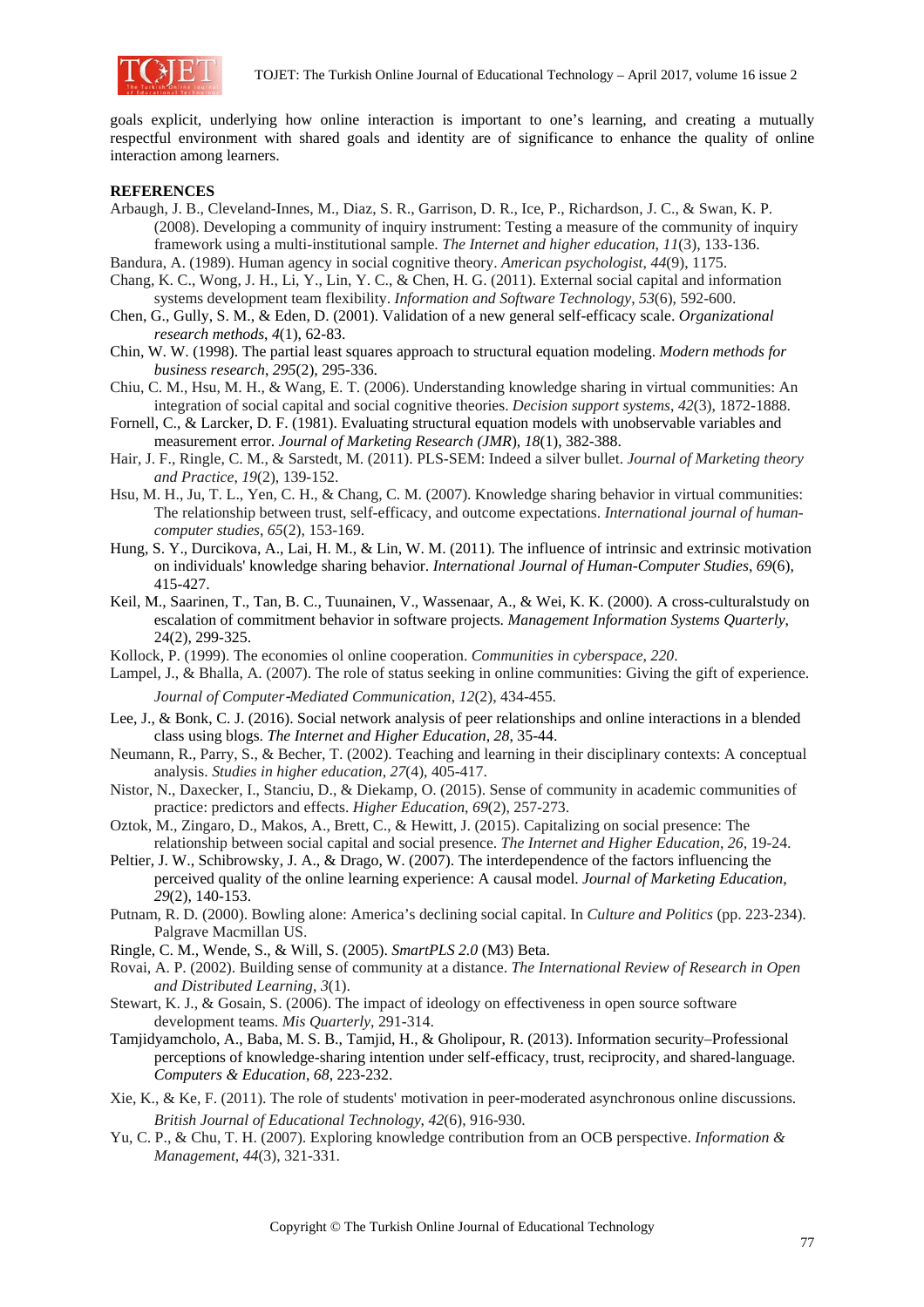goals explicit, underlying how online interaction is important to one's learning, and creating a mutually respectful environment with shared goals and identity are of significance to enhance the quality of online interaction among learners.

## REFERENCES

Arbaugh, J. B., Cleveland-Innes, M., Diaz, S. R., Garrison, D. R., Ice, P., Richardson, J. C., & Swan, K. P. (2008). Developing a community of inquiry instrument: Testing a measure of the community of inquiry framework using a multi-institutional sample. *The Internet and higher education*, *11*(3), 133-136.

Bandura, A. (1989). Human agency in social cognitive theory. *American psychologist*, *44*(9), 1175.

Chang, K. C., Wong, J. H., Li, Y., Lin, Y. C., & Chen, H. G. (2011). External social capital and information systems development team flexibility. *Information and Software Technology*, *53*(6), 592-600.

Chen, G., Gully, S. M., & Eden, D. (2001). Validation of a new general self-efficacy scale. *Organizational research methods*, *4*(1), 62-83.

Chin, W. W. (1998). The partial least squares approach to structural equation modeling. *Modern methods for business research*, *295*(2), 295-336.

Chiu, C. M., Hsu, M. H., & Wang, E. T. (2006). Understanding knowledge sharing in virtual communities: An integration of social capital and social cognitive theories. *Decision support systems*, *42*(3), 1872-1888.

Fornell, C., & Larcker, D. F. (1981). Evaluating structural equation models with unobservable variables and measurement error. *Journal of Marketing Research (JMR)*, *18*(1), 382-388.

Hair, J. F., Ringle, C. M., & Sarstedt, M. (2011). PLS-SEM: Indeed a silver bullet. *Journal of Marketing theory and Practice*, *19*(2), 139-152.

Hsu, M. H., Ju, T. L., Yen, C. H., & Chang, C. M. (2007). Knowledge sharing behavior in virtual communities: The relationship between trust, self-efficacy, and outcome expectations. *International journal of human-computer studies*, *65*(2), 153-169.

Hung, S. Y., Durcikova, A., Lai, H. M., & Lin, W. M. (2011). The influence of intrinsic and extrinsic motivation on individuals' knowledge sharing behavior. *International Journal of Human-Computer Studies*, *69*(6), 415-427.

Keil, M., Saarinen, T., Tan, B. C., Tuunainen, V., Wassenaar, A., & Wei, K. K. (2000). A cross-culturalstudy on escalation of commitment behavior in software projects. *Management Information Systems Quarterly*, 24(2), 299-325.

Kollock, P. (1999). The economies ol online cooperation. *Communities in cyberspace*, *220*.

Lampel, J., & Bhalla, A. (2007). The role of status seeking in online communities: Giving the gift of experience. *Journal of Computer-Mediated Communication*, *12*(2), 434-455.

Lee, J., & Bonk, C. J. (2016). Social network analysis of peer relationships and online interactions in a blended class using blogs. *The Internet and Higher Education*, *28*, 35-44.

Neumann, R., Parry, S., & Becher, T. (2002). Teaching and learning in their disciplinary contexts: A conceptual analysis. *Studies in higher education*, *27*(4), 405-417.

Nistor, N., Daxecker, I., Stanciu, D., & Diekamp, O. (2015). Sense of community in academic communities of practice: predictors and effects. *Higher Education*, *69*(2), 257-273.

Oztok, M., Zingaro, D., Makos, A., Brett, C., & Hewitt, J. (2015). Capitalizing on social presence: The relationship between social capital and social presence. *The Internet and Higher Education*, *26*, 19-24.

Peltier, J. W., Schibrowsky, J. A., & Drago, W. (2007). The interdependence of the factors influencing the perceived quality of the online learning experience: A causal model. *Journal of Marketing Education*, *29*(2), 140-153.

Putnam, R. D. (2000). Bowling alone: America's declining social capital. In *Culture and Politics* (pp. 223-234). Palgrave Macmillan US.

Ringle, C. M., Wende, S., & Will, S. (2005). *SmartPLS 2.0* (M3) Beta.

Rovai, A. P. (2002). Building sense of community at a distance. *The International Review of Research in Open and Distributed Learning*, *3*(1).

Stewart, K. J., & Gosain, S. (2006). The impact of ideology on effectiveness in open source software development teams. *Mis Quarterly*, 291-314.

Tamjidyamcholo, A., Baba, M. S. B., Tamjid, H., & Gholipour, R. (2013). Information security–Professional perceptions of knowledge-sharing intention under self-efficacy, trust, reciprocity, and shared-language. *Computers & Education*, *68*, 223-232.

Xie, K., & Ke, F. (2011). The role of students' motivation in peer-moderated asynchronous online discussions. *British Journal of Educational Technology*, *42*(6), 916-930.

Yu, C. P., & Chu, T. H. (2007). Exploring knowledge contribution from an OCB perspective. *Information & Management*, *44*(3), 321-331.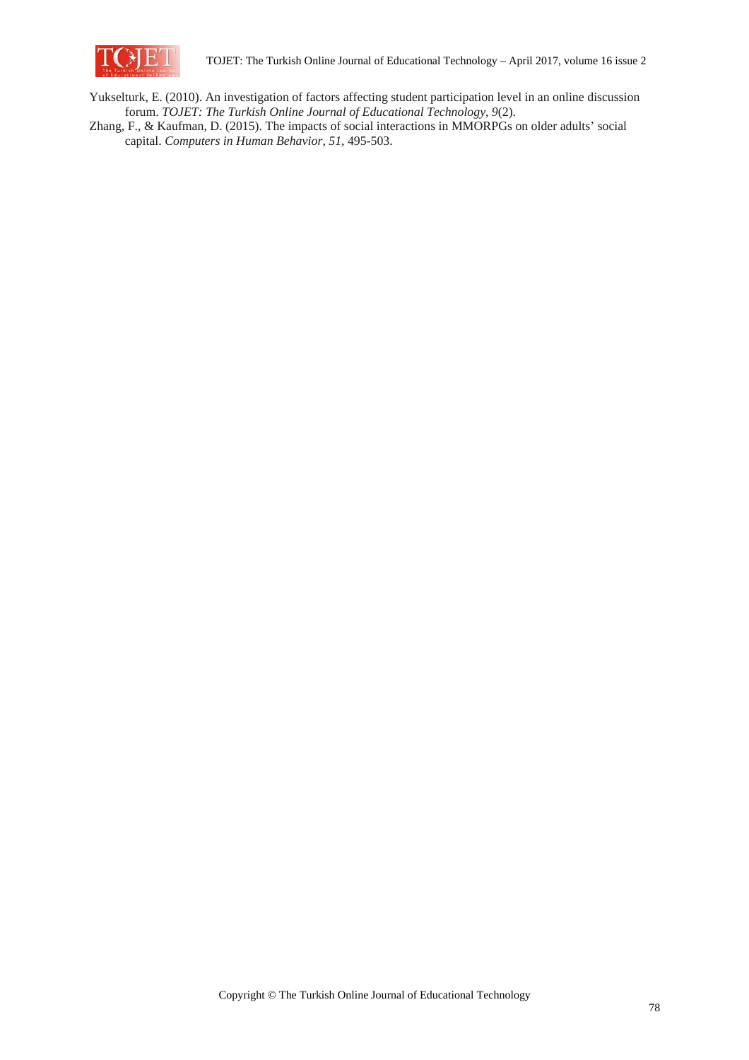Yukselturk, E. (2010). An investigation of factors affecting student participation level in an online discussion forum. *TOJET: The Turkish Online Journal of Educational Technology*, *9*(2).

Zhang, F., & Kaufman, D. (2015). The impacts of social interactions in MMORPGs on older adults' social capital. *Computers in Human Behavior*, *51*, 495-503.